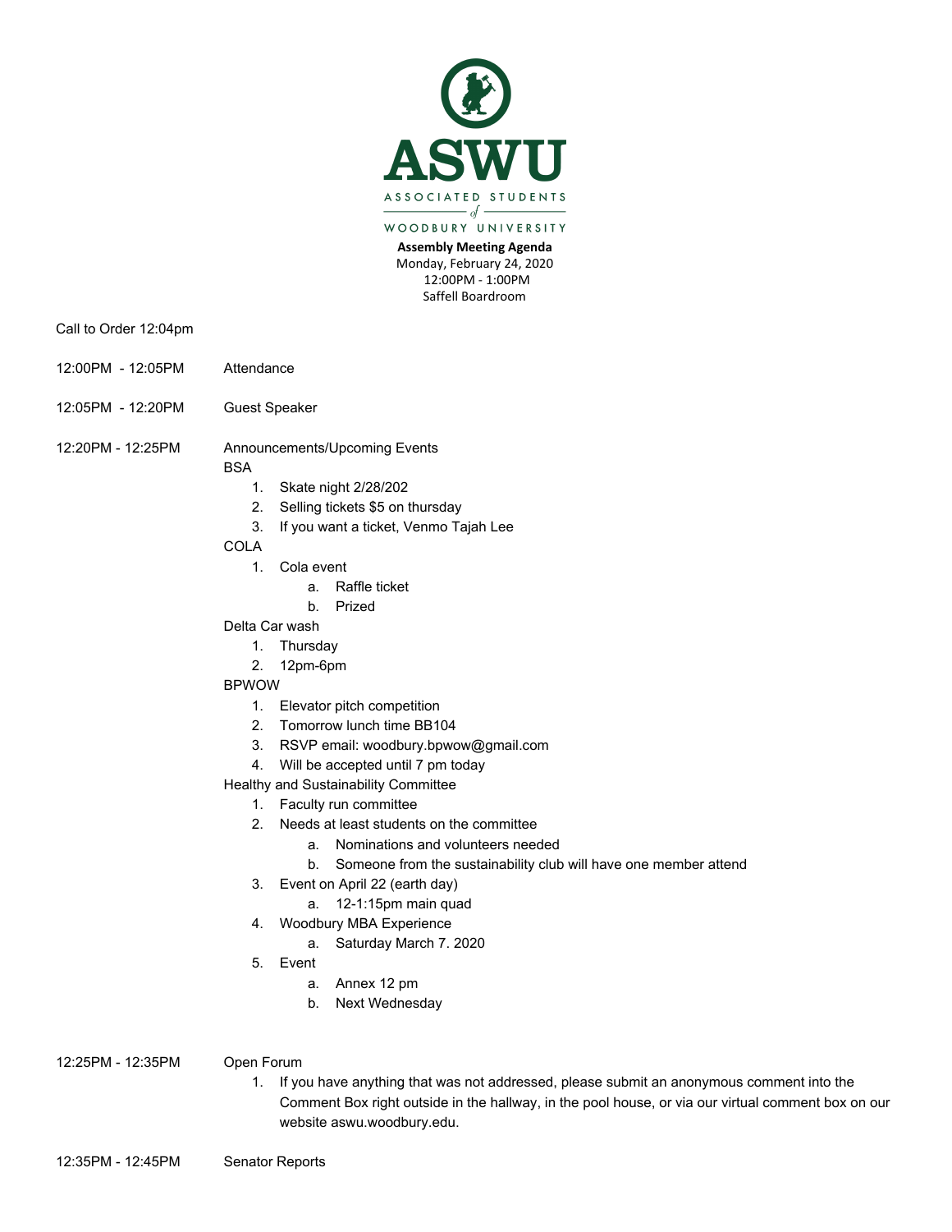# ASWU

ASSOCIATED STUDENTS of WOODBURY UNIVERSITY

**Assembly Meeting Agenda**
Monday, February 24, 2020
12:00PM - 1:00PM
Saffell Boardroom

Call to Order 12:04pm

12:00PM - 12:05PM Attendance

12:05PM - 12:20PM Guest Speaker

12:20PM - 12:25PM Announcements/Upcoming Events

BSA

1. Skate night 2/28/202
2. Selling tickets $5 on thursday
3. If you want a ticket, Venmo Tajah Lee

COLA

1. Cola event
   a. Raffle ticket
   b. Prized

Delta Car wash

1. Thursday
2. 12pm-6pm

BPWOW

1. Elevator pitch competition
2. Tomorrow lunch time BB104
3. RSVP email: woodbury.bpwow@gmail.com
4. Will be accepted until 7 pm today

Healthy and Sustainability Committee

1. Faculty run committee
2. Needs at least students on the committee
   a. Nominations and volunteers needed
   b. Someone from the sustainability club will have one member attend
3. Event on April 22 (earth day)
   a. 12-1:15pm main quad
4. Woodbury MBA Experience
   a. Saturday March 7. 2020
5. Event
   a. Annex 12 pm
   b. Next Wednesday

12:25PM - 12:35PM Open Forum

1. If you have anything that was not addressed, please submit an anonymous comment into the Comment Box right outside in the hallway, in the pool house, or via our virtual comment box on our website aswu.woodbury.edu.

12:35PM - 12:45PM Senator Reports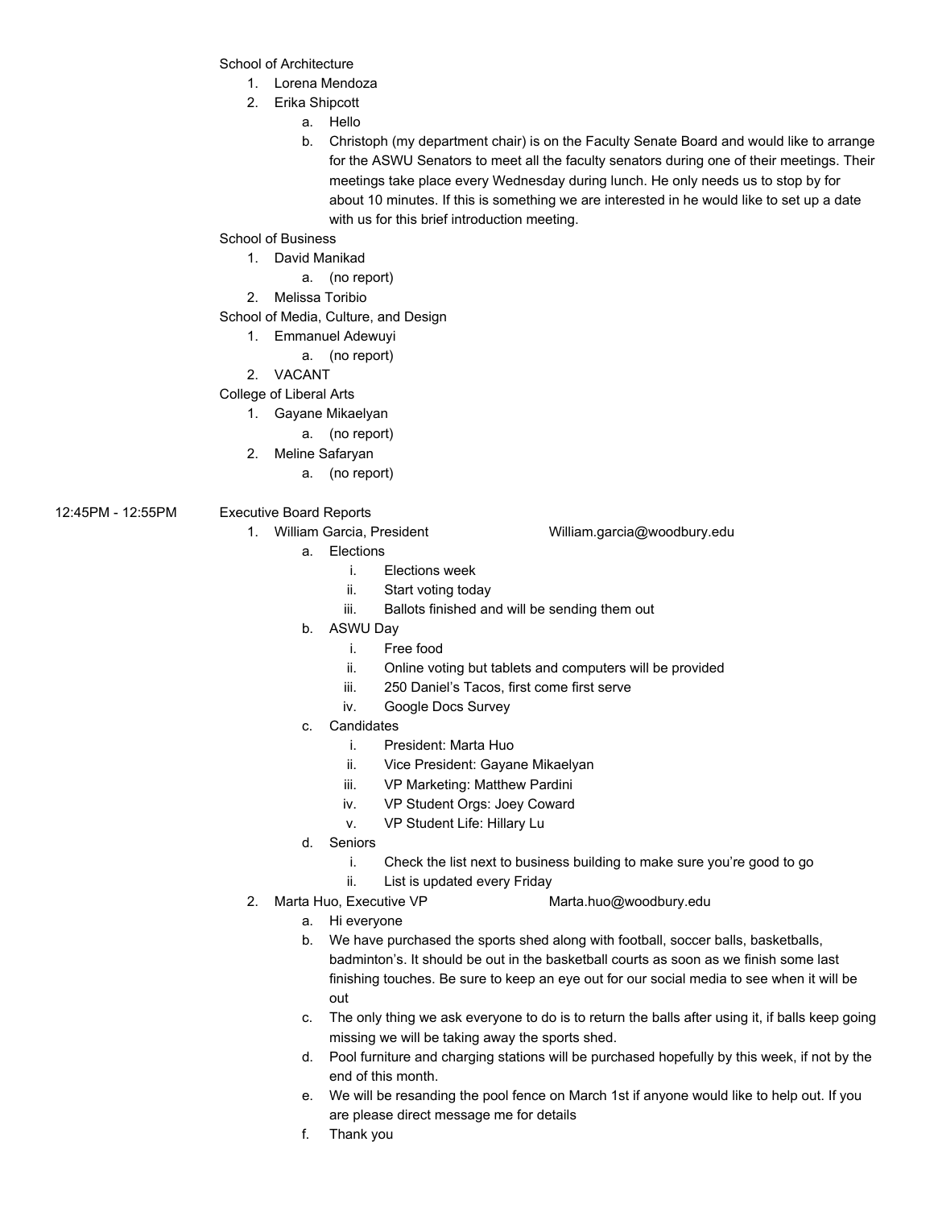School of Architecture

1. Lorena Mendoza
2. Erika Shipcott
    a. Hello
    b. Christoph (my department chair) is on the Faculty Senate Board and would like to arrange for the ASWU Senators to meet all the faculty senators during one of their meetings. Their meetings take place every Wednesday during lunch. He only needs us to stop by for about 10 minutes. If this is something we are interested in he would like to set up a date with us for this brief introduction meeting.

School of Business

1. David Manikad
    a. (no report)
2. Melissa Toribio

School of Media, Culture, and Design

1. Emmanuel Adewuyi
    a. (no report)
2. VACANT

College of Liberal Arts

1. Gayane Mikaelyan
    a. (no report)
2. Meline Safaryan
    a. (no report)

12:45PM - 12:55PM Executive Board Reports

1. William Garcia, President William.garcia@woodbury.edu
    a. Elections
        i. Elections week
        ii. Start voting today
        iii. Ballots finished and will be sending them out
    b. ASWU Day
        i. Free food
        ii. Online voting but tablets and computers will be provided
        iii. 250 Daniel's Tacos, first come first serve
        iv. Google Docs Survey
    c. Candidates
        i. President: Marta Huo
        ii. Vice President: Gayane Mikaelyan
        iii. VP Marketing: Matthew Pardini
        iv. VP Student Orgs: Joey Coward
        v. VP Student Life: Hillary Lu
    d. Seniors
        i. Check the list next to business building to make sure you're good to go
        ii. List is updated every Friday
2. Marta Huo, Executive VP Marta.huo@woodbury.edu
    a. Hi everyone
    b. We have purchased the sports shed along with football, soccer balls, basketballs, badminton's. It should be out in the basketball courts as soon as we finish some last finishing touches. Be sure to keep an eye out for our social media to see when it will be out
    c. The only thing we ask everyone to do is to return the balls after using it, if balls keep going missing we will be taking away the sports shed.
    d. Pool furniture and charging stations will be purchased hopefully by this week, if not by the end of this month.
    e. We will be resanding the pool fence on March 1st if anyone would like to help out. If you are please direct message me for details
    f. Thank you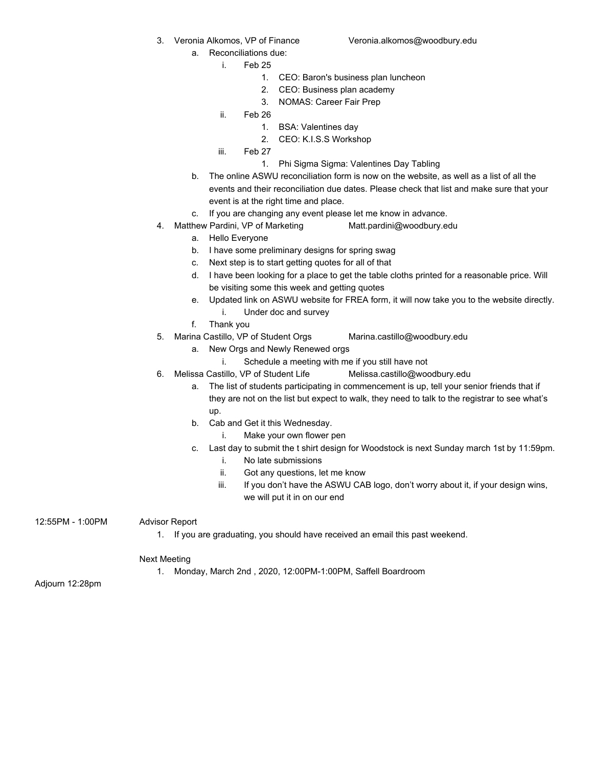3. Veronia Alkomos, VP of Finance Veronia.alkomos@woodbury.edu
    a. Reconciliations due:
        i. Feb 25
            1. CEO: Baron's business plan luncheon
            2. CEO: Business plan academy
            3. NOMAS: Career Fair Prep
        ii. Feb 26
            1. BSA: Valentines day
            2. CEO: K.I.S.S Workshop
        iii. Feb 27
            1. Phi Sigma Sigma: Valentines Day Tabling
    b. The online ASWU reconciliation form is now on the website, as well as a list of all the events and their reconciliation due dates. Please check that list and make sure that your event is at the right time and place.
    c. If you are changing any event please let me know in advance.
4. Matthew Pardini, VP of Marketing Matt.pardini@woodbury.edu
    a. Hello Everyone
    b. I have some preliminary designs for spring swag
    c. Next step is to start getting quotes for all of that
    d. I have been looking for a place to get the table cloths printed for a reasonable price. Will be visiting some this week and getting quotes
    e. Updated link on ASWU website for FREA form, it will now take you to the website directly.
        i. Under doc and survey
    f. Thank you
5. Marina Castillo, VP of Student Orgs Marina.castillo@woodbury.edu
    a. New Orgs and Newly Renewed orgs
        i. Schedule a meeting with me if you still have not
6. Melissa Castillo, VP of Student Life Melissa.castillo@woodbury.edu
    a. The list of students participating in commencement is up, tell your senior friends that if they are not on the list but expect to walk, they need to talk to the registrar to see what's up.
    b. Cab and Get it this Wednesday.
        i. Make your own flower pen
    c. Last day to submit the t shirt design for Woodstock is next Sunday march 1st by 11:59pm.
        i. No late submissions
        ii. Got any questions, let me know
        iii. If you don't have the ASWU CAB logo, don't worry about it, if your design wins, we will put it in on our end

12:55PM - 1:00PM Advisor Report

1. If you are graduating, you should have received an email this past weekend.

Next Meeting

1. Monday, March 2nd , 2020, 12:00PM-1:00PM, Saffell Boardroom

Adjourn 12:28pm